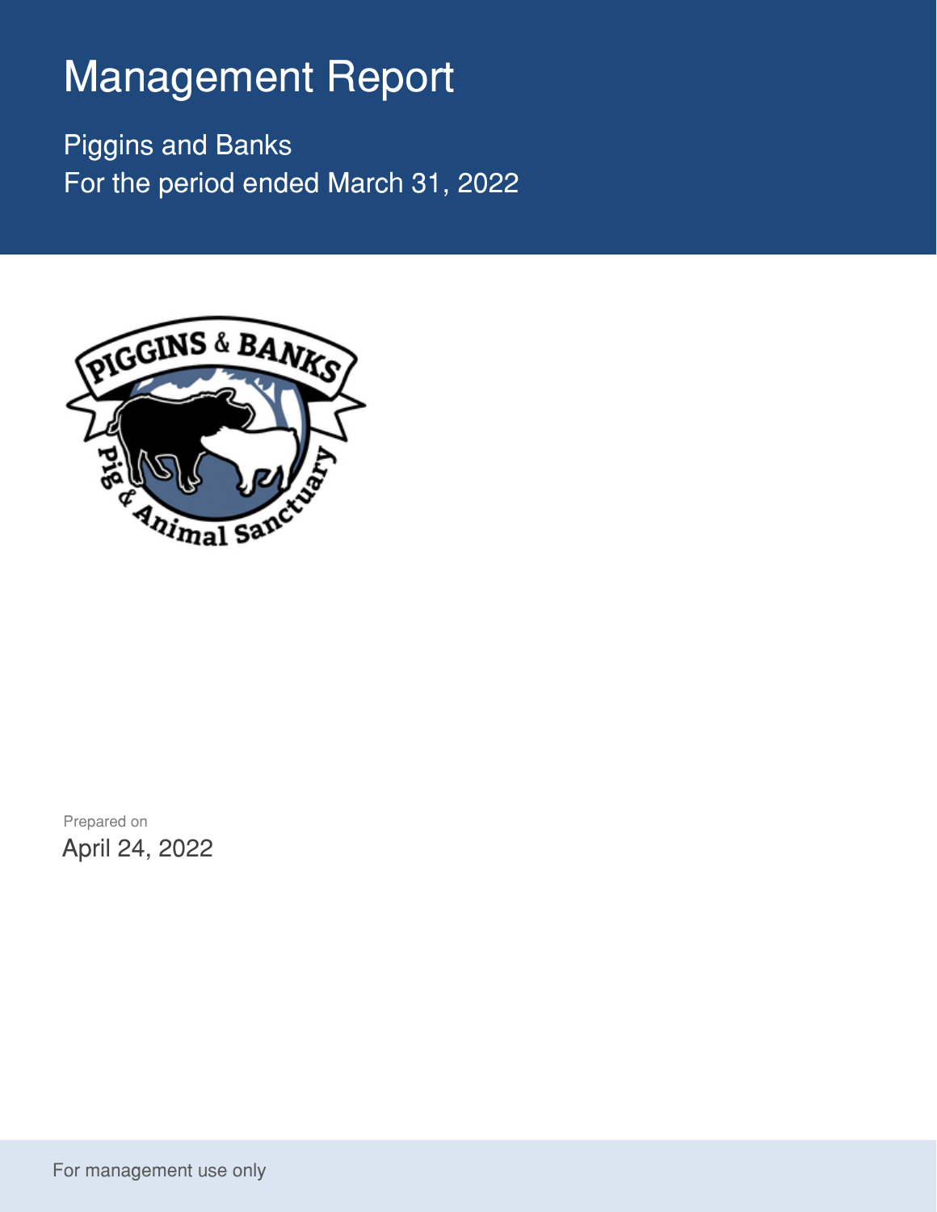# Management Report

Piggins and Banks
For the period ended March 31, 2022

Prepared on
April 24, 2022

For management use only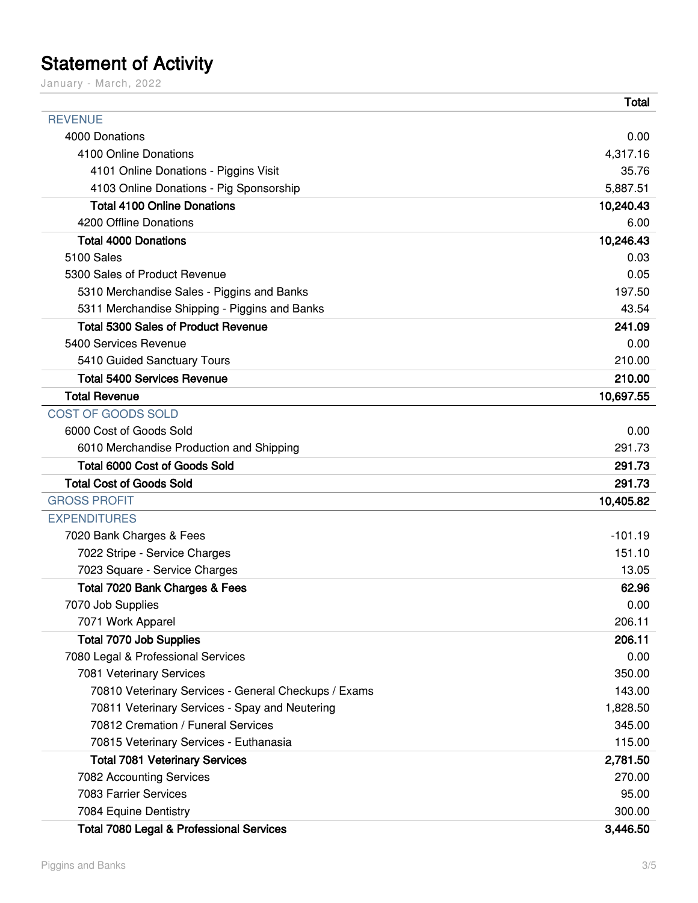# Statement of Activity

January - March, 2022

| | Total |
|---|---|
| REVENUE | |
| 4000 Donations | 0.00 |
| 4100 Online Donations | 4,317.16 |
| 4101 Online Donations - Piggins Visit | 35.76 |
| 4103 Online Donations - Pig Sponsorship | 5,887.51 |
| **Total 4100 Online Donations** | **10,240.43** |
| 4200 Offline Donations | 6.00 |
| **Total 4000 Donations** | **10,246.43** |
| 5100 Sales | 0.03 |
| 5300 Sales of Product Revenue | 0.05 |
| 5310 Merchandise Sales - Piggins and Banks | 197.50 |
| 5311 Merchandise Shipping - Piggins and Banks | 43.54 |
| **Total 5300 Sales of Product Revenue** | **241.09** |
| 5400 Services Revenue | 0.00 |
| 5410 Guided Sanctuary Tours | 210.00 |
| **Total 5400 Services Revenue** | **210.00** |
| **Total Revenue** | **10,697.55** |
| COST OF GOODS SOLD | |
| 6000 Cost of Goods Sold | 0.00 |
| 6010 Merchandise Production and Shipping | 291.73 |
| **Total 6000 Cost of Goods Sold** | **291.73** |
| **Total Cost of Goods Sold** | **291.73** |
| GROSS PROFIT | **10,405.82** |
| EXPENDITURES | |
| 7020 Bank Charges & Fees | -101.19 |
| 7022 Stripe - Service Charges | 151.10 |
| 7023 Square - Service Charges | 13.05 |
| **Total 7020 Bank Charges & Fees** | **62.96** |
| 7070 Job Supplies | 0.00 |
| 7071 Work Apparel | 206.11 |
| **Total 7070 Job Supplies** | **206.11** |
| 7080 Legal & Professional Services | 0.00 |
| 7081 Veterinary Services | 350.00 |
| 70810 Veterinary Services - General Checkups / Exams | 143.00 |
| 70811 Veterinary Services - Spay and Neutering | 1,828.50 |
| 70812 Cremation / Funeral Services | 345.00 |
| 70815 Veterinary Services - Euthanasia | 115.00 |
| **Total 7081 Veterinary Services** | **2,781.50** |
| 7082 Accounting Services | 270.00 |
| 7083 Farrier Services | 95.00 |
| 7084 Equine Dentistry | 300.00 |
| **Total 7080 Legal & Professional Services** | **3,446.50** |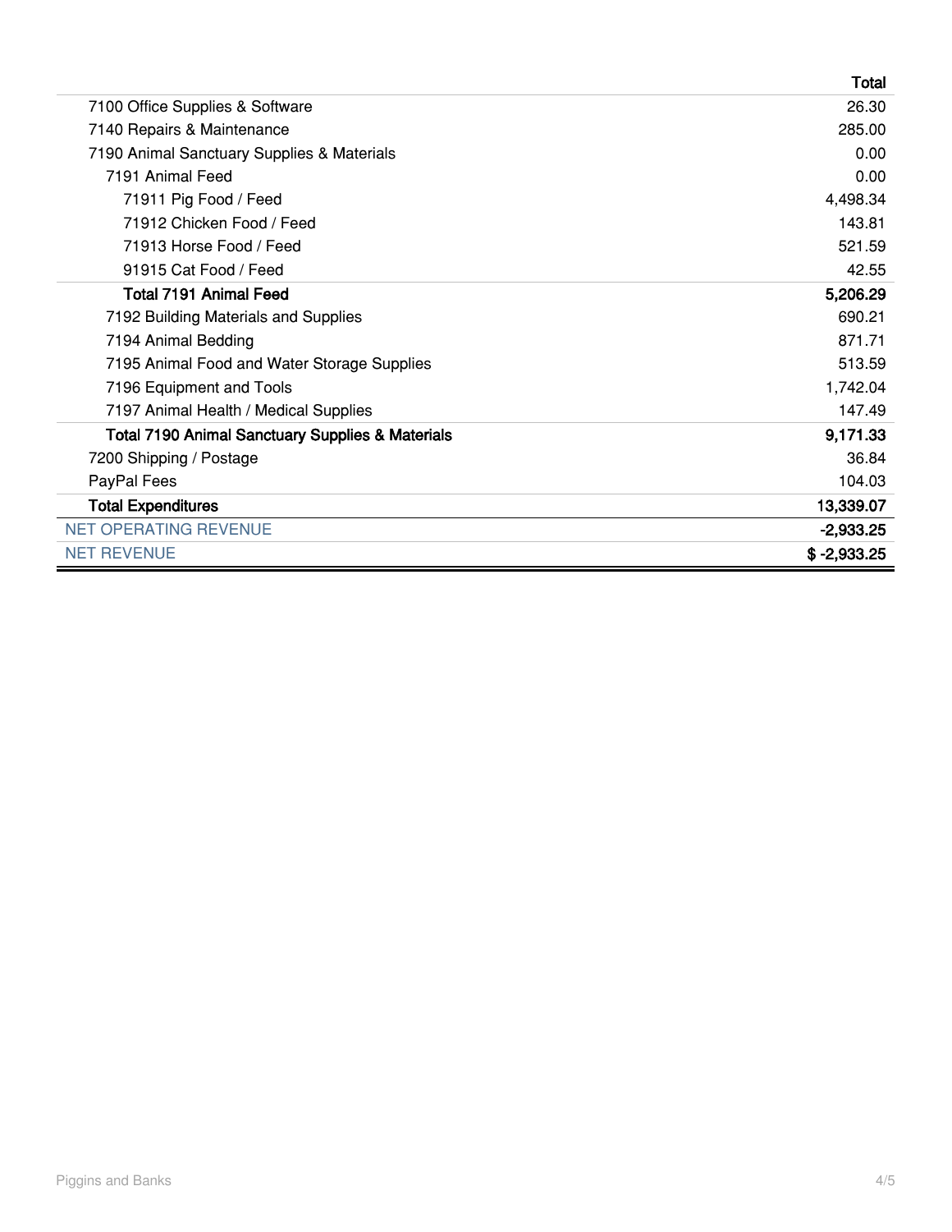| | Total |
|---|---|
| 7100 Office Supplies & Software | 26.30 |
| 7140 Repairs & Maintenance | 285.00 |
| 7190 Animal Sanctuary Supplies & Materials | 0.00 |
| 7191 Animal Feed | 0.00 |
| 71911 Pig Food / Feed | 4,498.34 |
| 71912 Chicken Food / Feed | 143.81 |
| 71913 Horse Food / Feed | 521.59 |
| 91915 Cat Food / Feed | 42.55 |
| **Total 7191 Animal Feed** | **5,206.29** |
| 7192 Building Materials and Supplies | 690.21 |
| 7194 Animal Bedding | 871.71 |
| 7195 Animal Food and Water Storage Supplies | 513.59 |
| 7196 Equipment and Tools | 1,742.04 |
| 7197 Animal Health / Medical Supplies | 147.49 |
| **Total 7190 Animal Sanctuary Supplies & Materials** | **9,171.33** |
| 7200 Shipping / Postage | 36.84 |
| PayPal Fees | 104.03 |
| **Total Expenditures** | **13,339.07** |
| NET OPERATING REVENUE | **-2,933.25** |
| NET REVENUE | **$ -2,933.25** |